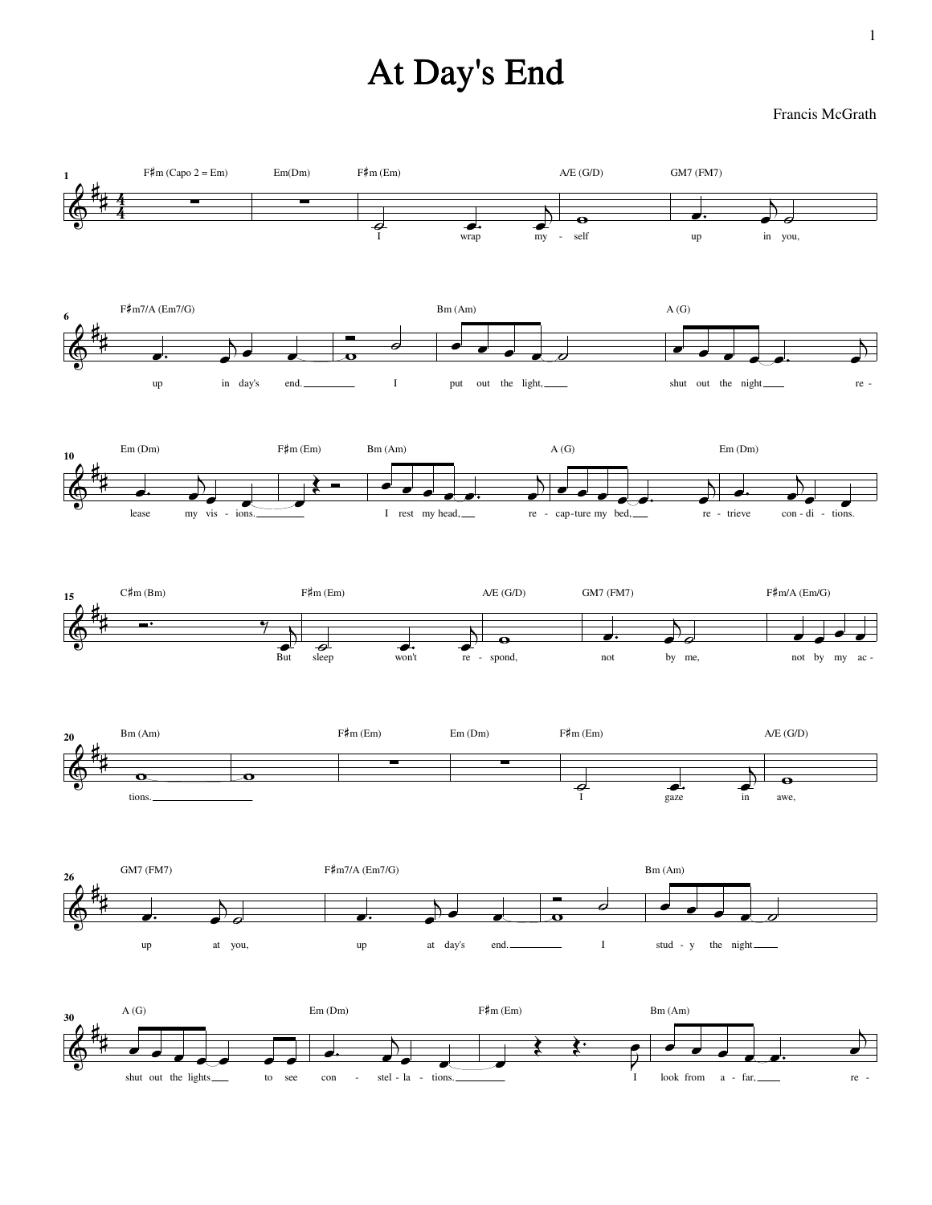# At Day's End

Francis McGrath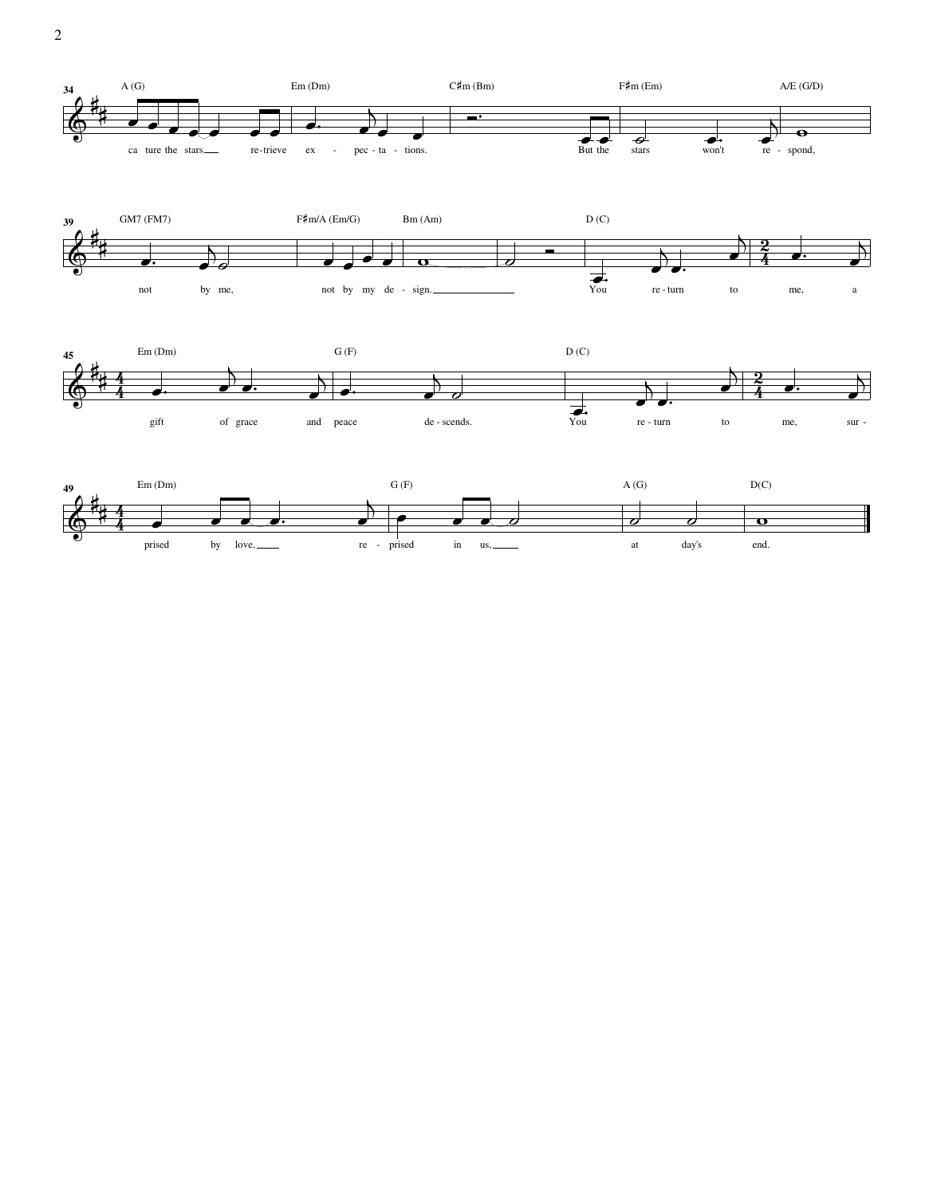A (G) Em (Dm) C♯m (Bm) F♯m (Em) A/E (G/D)

ca ture the stars retrieve ex - pec - ta - tions. But the stars won't re - spond,

GM7 (FM7) F♯m/A (Em/G) Bm (Am) D (C)

not by me, not by my de - sign. You re - turn to me, a

Em (Dm) G (F) D (C)

gift of grace and peace de - scends. You re - turn to me, sur -

Em (Dm) G (F) A (G) D(C)

prised by love, re - prised in us, at day's end.